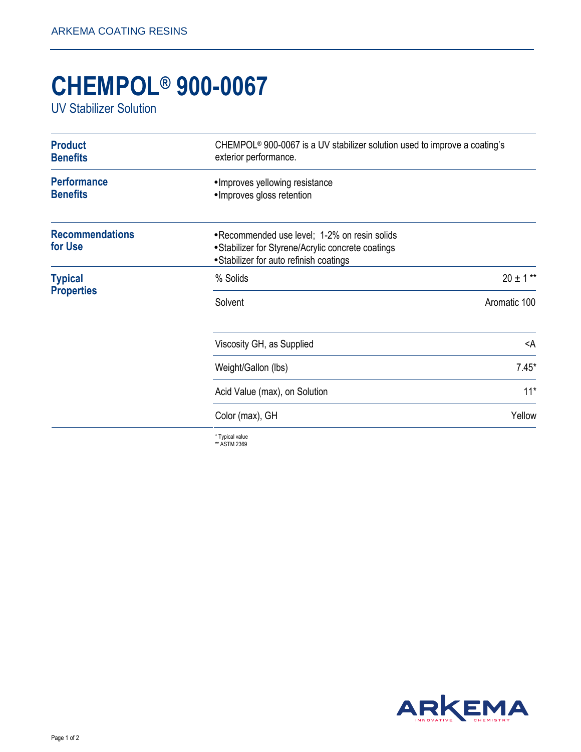# CHEMPOL® 900-0067

UV Stabilizer Solution

## Product Benefits

CHEMPOL® 900-0067 is a UV stabilizer solution used to improve a coating's exterior performance.

## Performance Benefits

- Improves yellowing resistance
- Improves gloss retention

## Recommendations for Use

- Recommended use level; 1-2% on resin solids
- Stabilizer for Styrene/Acrylic concrete coatings
- Stabilizer for auto refinish coatings

## Typical Properties

| Property | Value |
|---|---|
| % Solids | 20 ± 1 ** |
| Solvent | Aromatic 100 |
| Viscosity GH, as Supplied | <A |
| Weight/Gallon (lbs) | 7.45* |
| Acid Value (max), on Solution | 11* |
| Color (max), GH | Yellow |

\* Typical value
** ASTM 2369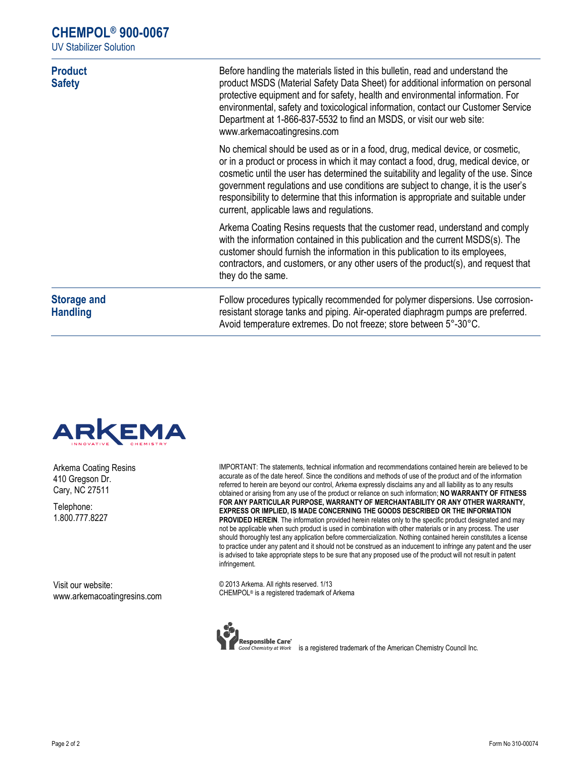# CHEMPOL® 900-0067

UV Stabilizer Solution

## Product Safety

Before handling the materials listed in this bulletin, read and understand the product MSDS (Material Safety Data Sheet) for additional information on personal protective equipment and for safety, health and environmental information. For environmental, safety and toxicological information, contact our Customer Service Department at 1-866-837-5532 to find an MSDS, or visit our web site: www.arkemacoatingresins.com

No chemical should be used as or in a food, drug, medical device, or cosmetic, or in a product or process in which it may contact a food, drug, medical device, or cosmetic until the user has determined the suitability and legality of the use. Since government regulations and use conditions are subject to change, it is the user's responsibility to determine that this information is appropriate and suitable under current, applicable laws and regulations.

Arkema Coating Resins requests that the customer read, understand and comply with the information contained in this publication and the current MSDS(s). The customer should furnish the information in this publication to its employees, contractors, and customers, or any other users of the product(s), and request that they do the same.

## Storage and Handling

Follow procedures typically recommended for polymer dispersions. Use corrosion-resistant storage tanks and piping. Air-operated diaphragm pumps are preferred. Avoid temperature extremes. Do not freeze; store between 5°-30°C.

ARKEMA
INNOVATIVE CHEMISTRY

Arkema Coating Resins
410 Gregson Dr.
Cary, NC 27511

Telephone:
1.800.777.8227

Visit our website:
www.arkemacoatingresins.com

IMPORTANT: The statements, technical information and recommendations contained herein are believed to be accurate as of the date hereof. Since the conditions and methods of use of the product and of the information referred to herein are beyond our control, Arkema expressly disclaims any and all liability as to any results obtained or arising from any use of the product or reliance on such information; **NO WARRANTY OF FITNESS FOR ANY PARTICULAR PURPOSE, WARRANTY OF MERCHANTABILITY OR ANY OTHER WARRANTY, EXPRESS OR IMPLIED, IS MADE CONCERNING THE GOODS DESCRIBED OR THE INFORMATION PROVIDED HEREIN**. The information provided herein relates only to the specific product designated and may not be applicable when such product is used in combination with other materials or in any process. The user should thoroughly test any application before commercialization. Nothing contained herein constitutes a license to practice under any patent and it should not be construed as an inducement to infringe any patent and the user is advised to take appropriate steps to be sure that any proposed use of the product will not result in patent infringement.

© 2013 Arkema. All rights reserved. 1/13
CHEMPOL® is a registered trademark of Arkema

Responsible Care® Good Chemistry at Work is a registered trademark of the American Chemistry Council Inc.

Form No 310-00074